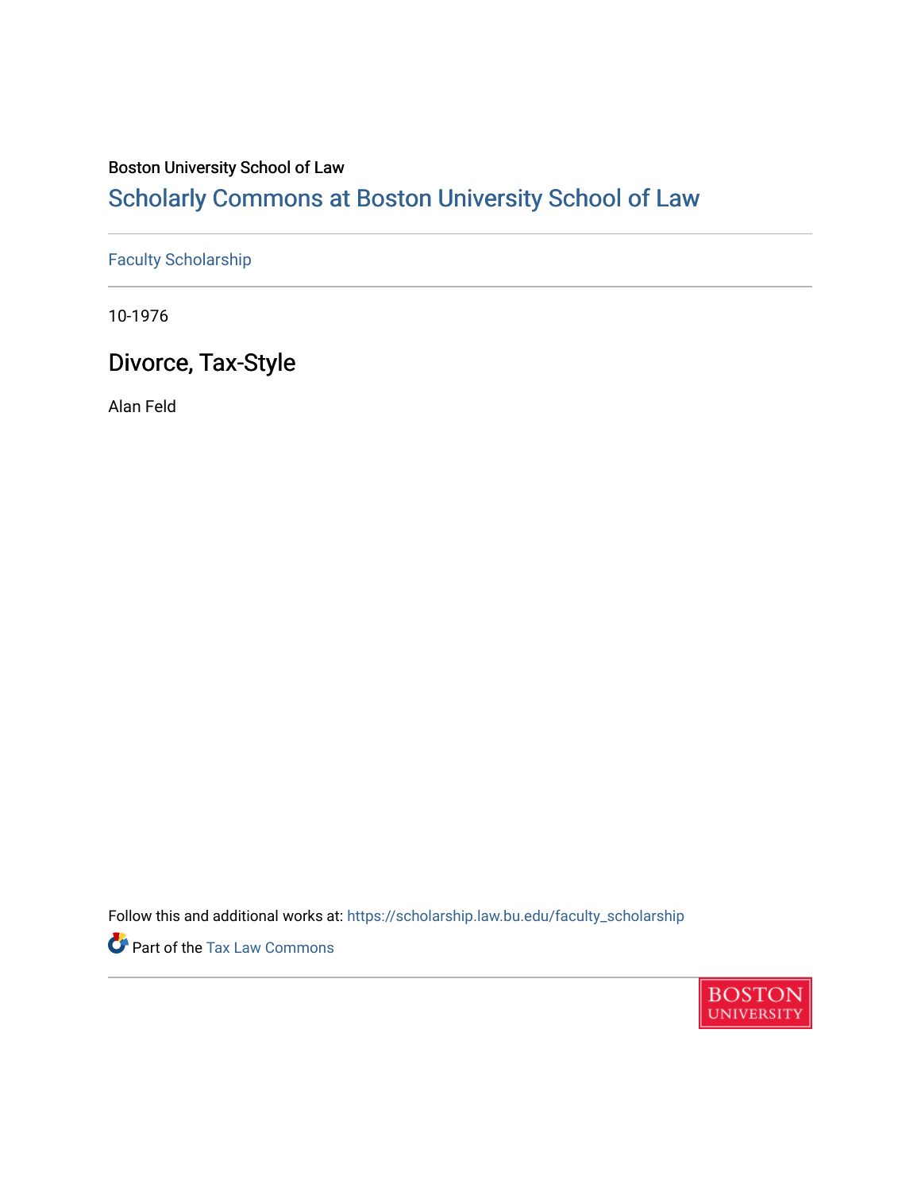Boston University School of Law

## Scholarly Commons at Boston University School of Law

Faculty Scholarship

10-1976

# Divorce, Tax-Style

Alan Feld

Follow this and additional works at: https://scholarship.law.bu.edu/faculty_scholarship

Part of the Tax Law Commons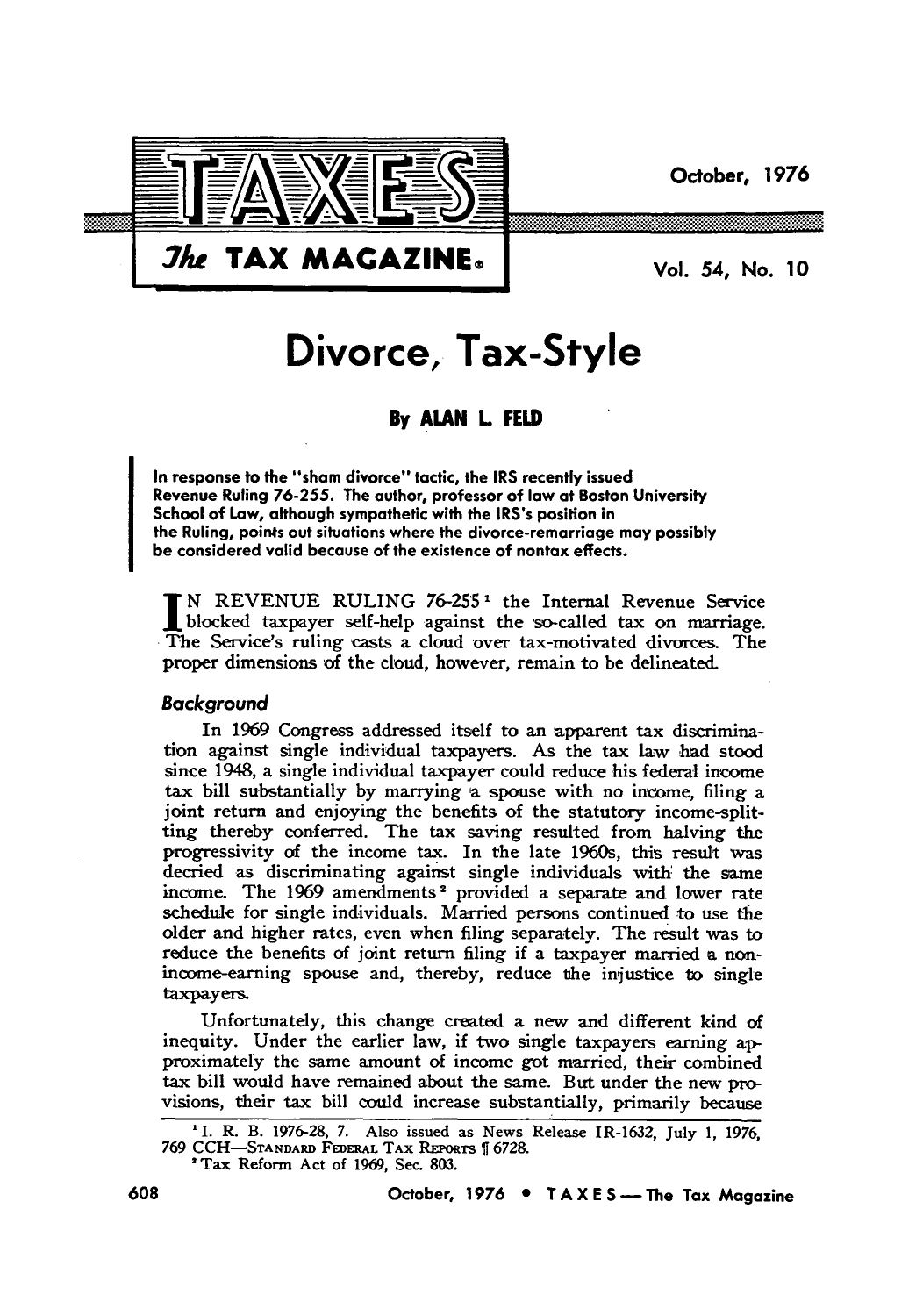# Divorce, Tax-Style

**By ALAN L. FELD**

**In response to the "sham divorce" tactic, the IRS recently issued Revenue Ruling 76-255. The author, professor of law at Boston University School of Law, although sympathetic with the IRS's position in the Ruling, points out situations where the divorce-remarriage may possibly be considered valid because of the existence of nontax effects.**

IN REVENUE RULING 76-255 [1] the Internal Revenue Service blocked taxpayer self-help against the so-called tax on marriage. The Service's ruling casts a cloud over tax-motivated divorces. The proper dimensions of the cloud, however, remain to be delineated.

### *Background*

In 1969 Congress addressed itself to an apparent tax discrimination against single individual taxpayers. As the tax law had stood since 1948, a single individual taxpayer could reduce his federal income tax bill substantially by marrying a spouse with no income, filing a joint return and enjoying the benefits of the statutory income-splitting thereby conferred. The tax saving resulted from halving the progressivity of the income tax. In the late 1960s, this result was decried as discriminating against single individuals with the same income. The 1969 amendments [2] provided a separate and lower rate schedule for single individuals. Married persons continued to use the older and higher rates, even when filing separately. The result was to reduce the benefits of joint return filing if a taxpayer married a non-income-earning spouse and, thereby, reduce the injustice to single taxpayers.

Unfortunately, this change created a new and different kind of inequity. Under the earlier law, if two single taxpayers earning approximately the same amount of income got married, their combined tax bill would have remained about the same. But under the new provisions, their tax bill could increase substantially, primarily because

---

[1] I. R. B. 1976-28, 7. Also issued as News Release IR-1632, July 1, 1976, 769 CCH—STANDARD FEDERAL TAX REPORTS ¶ 6728.

[2] Tax Reform Act of 1969, Sec. 803.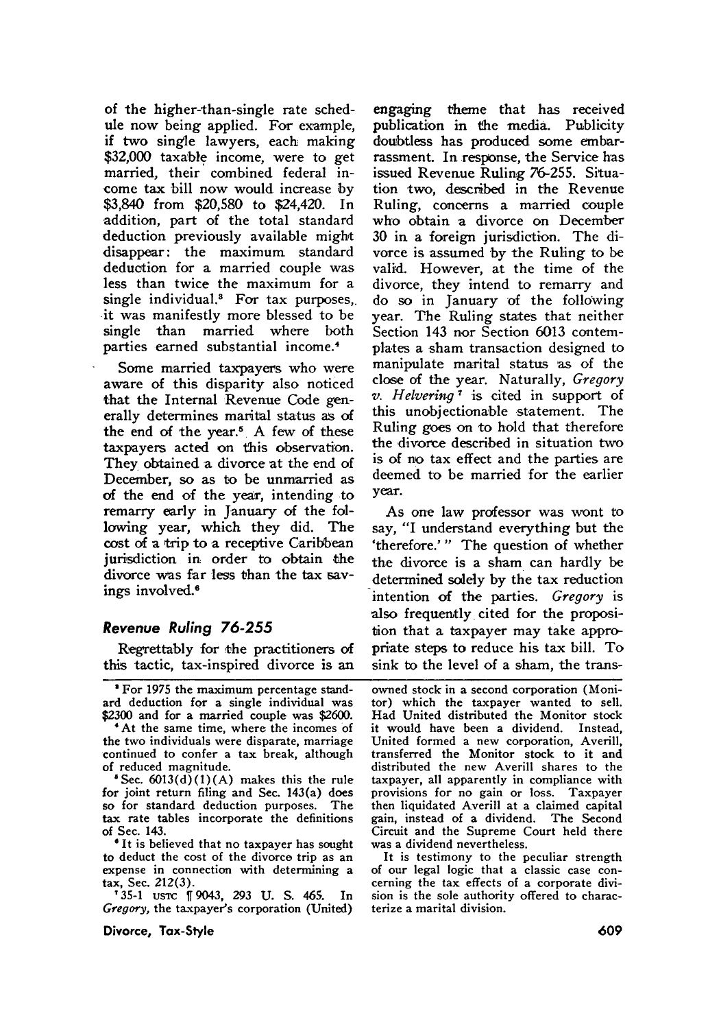of the higher-than-single rate schedule now being applied. For example, if two single lawyers, each making $32,000 taxable income, were to get married, their combined federal income tax bill now would increase by $3,840 from $20,580 to $24,420. In addition, part of the total standard deduction previously available might disappear: the maximum standard deduction for a married couple was less than twice the maximum for a single individual.[3] For tax purposes, it was manifestly more blessed to be single than married where both parties earned substantial income.[4]

Some married taxpayers who were aware of this disparity also noticed that the Internal Revenue Code generally determines marital status as of the end of the year.[5] A few of these taxpayers acted on this observation. They obtained a divorce at the end of December, so as to be unmarried as of the end of the year, intending to remarry early in January of the following year, which they did. The cost of a trip to a receptive Caribbean jurisdiction in order to obtain the divorce was far less than the tax savings involved.[6]

## *Revenue Ruling 76-255*

Regrettably for the practitioners of this tactic, tax-inspired divorce is an engaging theme that has received publication in the media. Publicity doubtless has produced some embarrassment. In response, the Service has issued Revenue Ruling 76-255. Situation two, described in the Revenue Ruling, concerns a married couple who obtain a divorce on December 30 in a foreign jurisdiction. The divorce is assumed by the Ruling to be valid. However, at the time of the divorce, they intend to remarry and do so in January of the following year. The Ruling states that neither Section 143 nor Section 6013 contemplates a sham transaction designed to manipulate marital status as of the close of the year. Naturally, *Gregory v. Helvering*[7] is cited in support of this unobjectionable statement. The Ruling goes on to hold that therefore the divorce described in situation two is of no tax effect and the parties are deemed to be married for the earlier year.

As one law professor was wont to say, "I understand everything but the 'therefore.'" The question of whether the divorce is a sham can hardly be determined solely by the tax reduction intention of the parties. *Gregory* is also frequently cited for the proposition that a taxpayer may take appropriate steps to reduce his tax bill. To sink to the level of a sham, the trans-

---

[3] For 1975 the maximum percentage standard deduction for a single individual was $2300 and for a married couple was $2600.

[4] At the same time, where the incomes of the two individuals were disparate, marriage continued to confer a tax break, although of reduced magnitude.

[5] Sec. 6013(d)(1)(A) makes this the rule for joint return filing and Sec. 143(a) does so for standard deduction purposes. The tax rate tables incorporate the definitions of Sec. 143.

[6] It is believed that no taxpayer has sought to deduct the cost of the divorce trip as an expense in connection with determining a tax, Sec. 212(3).

[7] 35-1 USTC ¶ 9043, 293 U. S. 465. In *Gregory*, the taxpayer's corporation (United) owned stock in a second corporation (Monitor) which the taxpayer wanted to sell. Had United distributed the Monitor stock it would have been a dividend. Instead, United formed a new corporation, Averill, transferred the Monitor stock to it and distributed the new Averill shares to the taxpayer, all apparently in compliance with provisions for no gain or loss. Taxpayer then liquidated Averill at a claimed capital gain, instead of a dividend. The Second Circuit and the Supreme Court held there was a dividend nevertheless.

It is testimony to the peculiar strength of our legal logic that a classic case concerning the tax effects of a corporate division is the sole authority offered to characterize a marital division.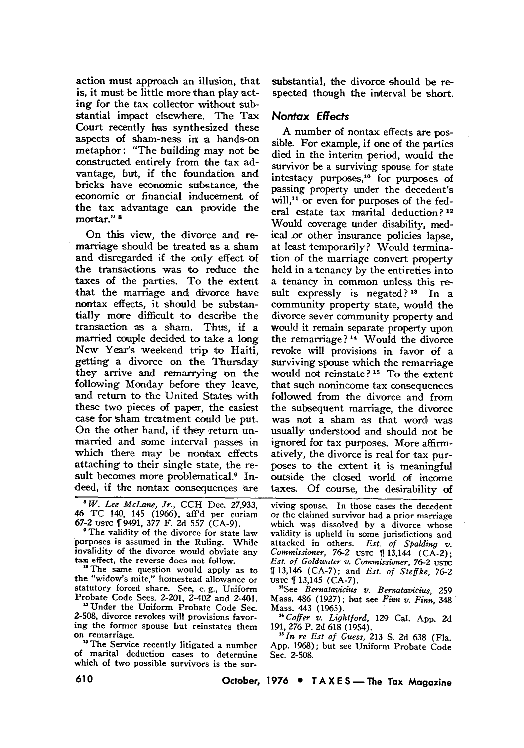action must approach an illusion, that is, it must be little more than play acting for the tax collector without substantial impact elsewhere. The Tax Court recently has synthesized these aspects of sham-ness in a hands-on metaphor: "The building may not be constructed entirely from the tax advantage, but, if the foundation and bricks have economic substance, the economic or financial inducement of the tax advantage can provide the mortar." [8]

On this view, the divorce and remarriage should be treated as a sham and disregarded if the only effect of the transactions was to reduce the taxes of the parties. To the extent that the marriage and divorce have nontax effects, it should be substantially more difficult to describe the transaction as a sham. Thus, if a married couple decided to take a long New Year's weekend trip to Haiti, getting a divorce on the Thursday they arrive and remarrying on the following Monday before they leave, and return to the United States with these two pieces of paper, the easiest case for sham treatment could be put. On the other hand, if they return unmarried and some interval passes in which there may be nontax effects attaching to their single state, the result becomes more problematical.[9] Indeed, if the nontax consequences are substantial, the divorce should be respected though the interval be short.

### Nontax Effects

A number of nontax effects are possible. For example, if one of the parties died in the interim period, would the survivor be a surviving spouse for state intestacy purposes,[10] for purposes of passing property under the decedent's will,[11] or even for purposes of the federal estate tax marital deduction?[12] Would coverage under disability, medical or other insurance policies lapse, at least temporarily? Would termination of the marriage convert property held in a tenancy by the entireties into a tenancy in common unless this result expressly is negated?[13] In a community property state, would the divorce sever community property and would it remain separate property upon the remarriage?[14] Would the divorce revoke will provisions in favor of a surviving spouse which the remarriage would not reinstate?[15] To the extent that such nonincome tax consequences followed from the divorce and from the subsequent marriage, the divorce was not a sham as that word was usually understood and should not be ignored for tax purposes. More affirmatively, the divorce is real for tax purposes to the extent it is meaningful outside the closed world of income taxes. Of course, the desirability of

---

[8] *W. Lee McLane, Jr.*, CCH Dec. 27,933, 46 TC 140, 145 (1966), aff'd per curiam 67-2 USTC ¶ 9491, 377 F. 2d 557 (CA-9).

[9] The validity of the divorce for state law purposes is assumed in the Ruling. While invalidity of the divorce would obviate any tax effect, the reverse does not follow.

[10] The same question would apply as to the "widow's mite," homestead allowance or statutory forced share. See, e. g., Uniform Probate Code Secs. 2-201, 2-402 and 2-401.

[11] Under the Uniform Probate Code Sec. 2-508, divorce revokes will provisions favoring the former spouse but reinstates them on remarriage.

[12] The Service recently litigated a number of marital deduction cases to determine which of two possible survivors is the surviving spouse. In those cases the decedent or the claimed survivor had a prior marriage which was dissolved by a divorce whose validity is upheld in some jurisdictions and attacked in others. *Est. of Spalding v. Commissioner*, 76-2 USTC ¶ 13,144 (CA-2); *Est. of Goldwater v. Commissioner*, 76-2 USTC ¶ 13,146 (CA-7); and *Est. of Steffke*, 76-2 USTC ¶ 13,145 (CA-7).

[13] See *Bernatavicius v. Bernatavicius*, 259 Mass. 486 (1927); but see *Finn v. Finn*, 348 Mass. 443 (1965).

[14] *Coffer v. Lightford*, 129 Cal. App. 2d 191, 276 P. 2d 618 (1954).

[15] *In re Est of Guess*, 213 S. 2d 638 (Fla. App. 1968); but see Uniform Probate Code Sec. 2-508.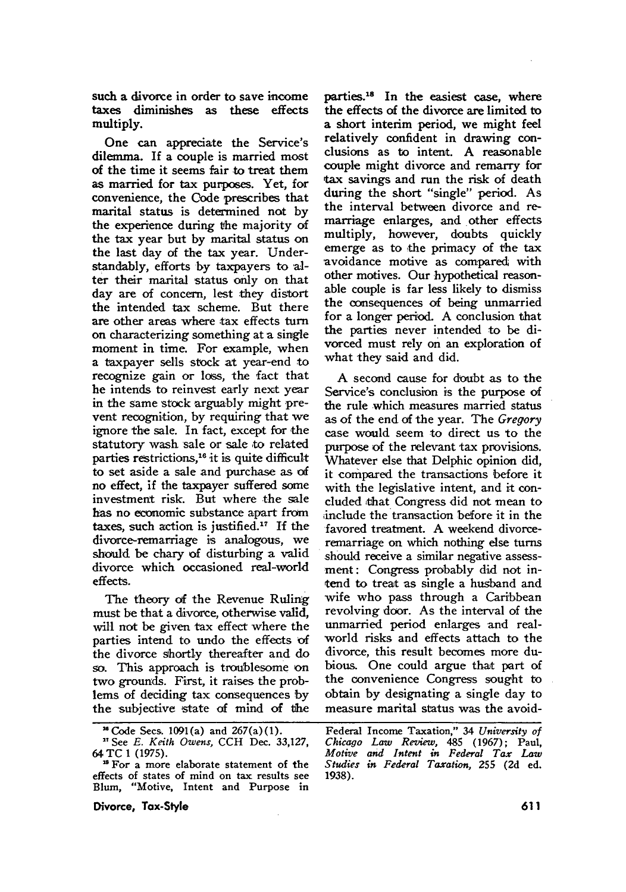such a divorce in order to save income taxes diminishes as these effects multiply.

One can appreciate the Service's dilemma. If a couple is married most of the time it seems fair to treat them as married for tax purposes. Yet, for convenience, the Code prescribes that marital status is determined not by the experience during the majority of the tax year but by marital status on the last day of the tax year. Understandably, efforts by taxpayers to alter their marital status only on that day are of concern, lest they distort the intended tax scheme. But there are other areas where tax effects turn on characterizing something at a single moment in time. For example, when a taxpayer sells stock at year-end to recognize gain or loss, the fact that he intends to reinvest early next year in the same stock arguably might prevent recognition, by requiring that we ignore the sale. In fact, except for the statutory wash sale or sale to related parties restrictions,[16] it is quite difficult to set aside a sale and purchase as of no effect, if the taxpayer suffered some investment risk. But where the sale has no economic substance apart from taxes, such action is justified.[17] If the divorce-remarriage is analogous, we should be chary of disturbing a valid divorce which occasioned real-world effects.

The theory of the Revenue Ruling must be that a divorce, otherwise valid, will not be given tax effect where the parties intend to undo the effects of the divorce shortly thereafter and do so. This approach is troublesome on two grounds. First, it raises the problems of deciding tax consequences by the subjective state of mind of the parties.[18] In the easiest case, where the effects of the divorce are limited to a short interim period, we might feel relatively confident in drawing conclusions as to intent. A reasonable couple might divorce and remarry for tax savings and run the risk of death during the short "single" period. As the interval between divorce and remarriage enlarges, and other effects multiply, however, doubts quickly emerge as to the primacy of the tax avoidance motive as compared with other motives. Our hypothetical reasonable couple is far less likely to dismiss the consequences of being unmarried for a longer period. A conclusion that the parties never intended to be divorced must rely on an exploration of what they said and did.

A second cause for doubt as to the Service's conclusion is the purpose of the rule which measures married status as of the end of the year. The *Gregory* case would seem to direct us to the purpose of the relevant tax provisions. Whatever else that Delphic opinion did, it compared the transactions before it with the legislative intent, and it concluded that Congress did not mean to include the transaction before it in the favored treatment. A weekend divorce-remarriage on which nothing else turns should receive a similar negative assessment: Congress probably did not intend to treat as single a husband and wife who pass through a Caribbean revolving door. As the interval of the unmarried period enlarges and real-world risks and effects attach to the divorce, this result becomes more dubious. One could argue that part of the convenience Congress sought to obtain by designating a single day to measure marital status was the avoid-

---

[16] Code Secs. 1091(a) and 267(a)(1).

[17] See *E. Keith Owens*, CCH Dec. 33,127, 64 TC 1 (1975).

[18] For a more elaborate statement of the effects of states of mind on tax results see Blum, "Motive, Intent and Purpose in Federal Income Taxation," 34 *University of Chicago Law Review*, 485 (1967); Paul, *Motive and Intent in Federal Tax Law Studies in Federal Taxation*, 255 (2d ed. 1938).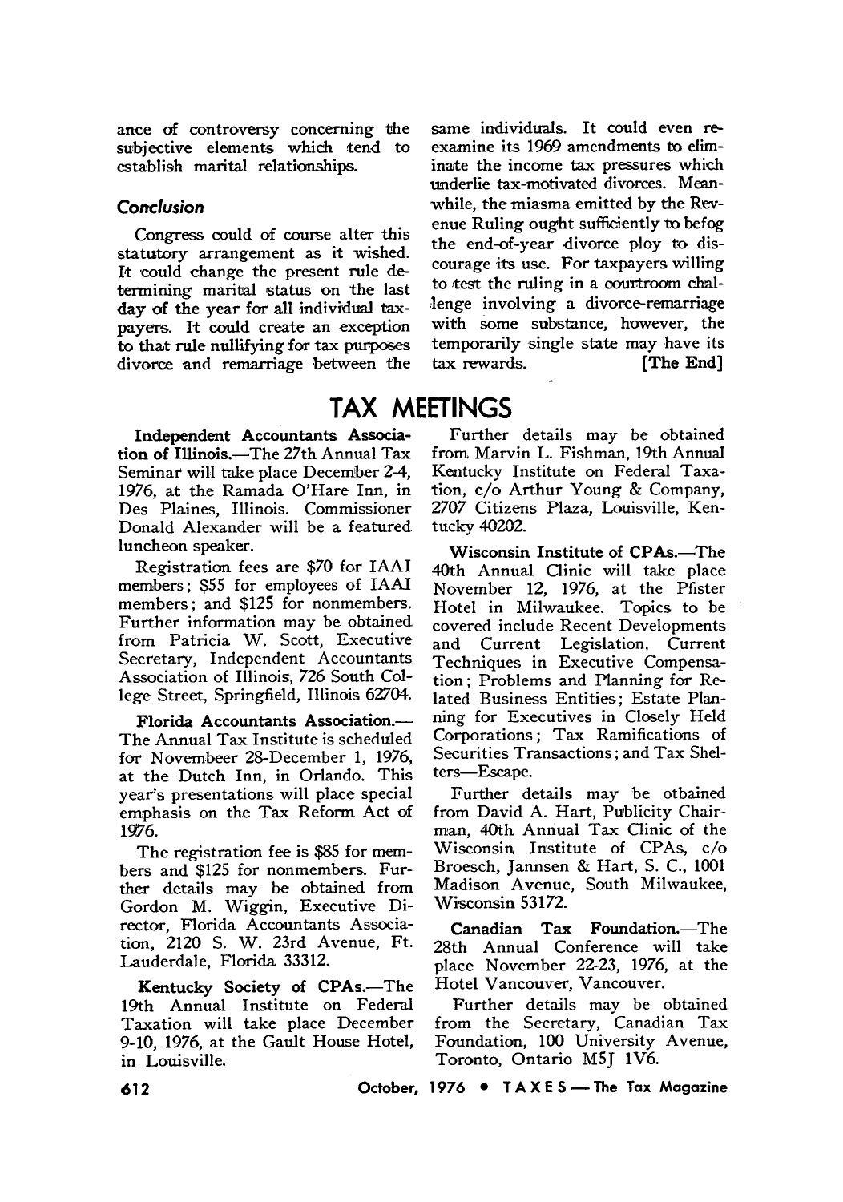ance of controversy concerning the subjective elements which tend to establish marital relationships.

### *Conclusion*

Congress could of course alter this statutory arrangement as it wished. It could change the present rule determining marital status on the last day of the year for all individual taxpayers. It could create an exception to that rule nullifying for tax purposes divorce and remarriage between the same individuals. It could even reexamine its 1969 amendments to eliminate the income tax pressures which underlie tax-motivated divorces. Meanwhile, the miasma emitted by the Revenue Ruling ought sufficiently to befog the end-of-year divorce ploy to discourage its use. For taxpayers willing to test the ruling in a courtroom challenge involving a divorce-remarriage with some substance, however, the temporarily single state may have its tax rewards. **[The End]**

# TAX MEETINGS

**Independent Accountants Association of Illinois.**—The 27th Annual Tax Seminar will take place December 2-4, 1976, at the Ramada O'Hare Inn, in Des Plaines, Illinois. Commissioner Donald Alexander will be a featured luncheon speaker.

Registration fees are $70 for IAAI members; $55 for employees of IAAI members; and $125 for nonmembers. Further information may be obtained from Patricia W. Scott, Executive Secretary, Independent Accountants Association of Illinois, 726 South College Street, Springfield, Illinois 62704.

**Florida Accountants Association.**—The Annual Tax Institute is scheduled for Novembeer 28-December 1, 1976, at the Dutch Inn, in Orlando. This year's presentations will place special emphasis on the Tax Reform Act of 1976.

The registration fee is $85 for members and $125 for nonmembers. Further details may be obtained from Gordon M. Wiggin, Executive Director, Florida Accountants Association, 2120 S. W. 23rd Avenue, Ft. Lauderdale, Florida 33312.

**Kentucky Society of CPAs.**—The 19th Annual Institute on Federal Taxation will take place December 9-10, 1976, at the Gault House Hotel, in Louisville.

Further details may be obtained from Marvin L. Fishman, 19th Annual Kentucky Institute on Federal Taxation, c/o Arthur Young & Company, 2707 Citizens Plaza, Louisville, Kentucky 40202.

**Wisconsin Institute of CPAs.**—The 40th Annual Clinic will take place November 12, 1976, at the Pfister Hotel in Milwaukee. Topics to be covered include Recent Developments and Current Legislation, Current Techniques in Executive Compensation; Problems and Planning for Related Business Entities; Estate Planning for Executives in Closely Held Corporations; Tax Ramifications of Securities Transactions; and Tax Shelters—Escape.

Further details may be otbained from David A. Hart, Publicity Chairman, 40th Annual Tax Clinic of the Wisconsin Institute of CPAs, c/o Broesch, Jannsen & Hart, S. C., 1001 Madison Avenue, South Milwaukee, Wisconsin 53172.

**Canadian Tax Foundation.**—The 28th Annual Conference will take place November 22-23, 1976, at the Hotel Vancouver, Vancouver.

Further details may be obtained from the Secretary, Canadian Tax Foundation, 100 University Avenue, Toronto, Ontario M5J 1V6.